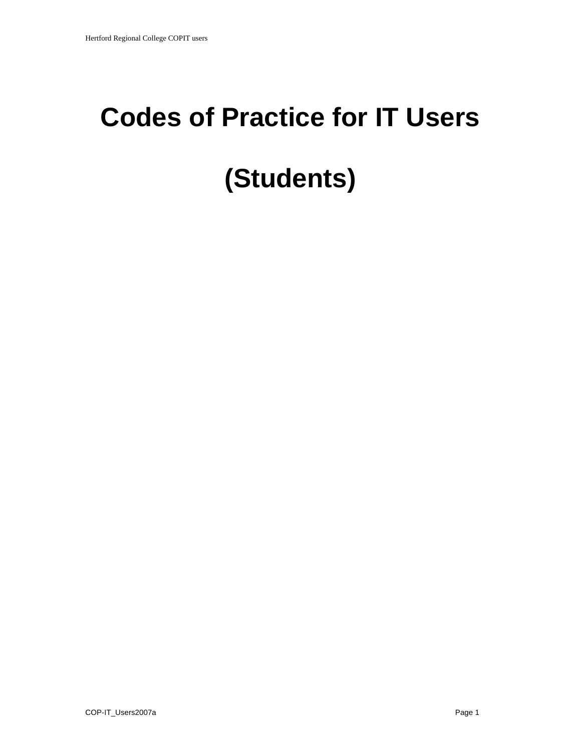# Codes of Practice for IT Users

# (Students)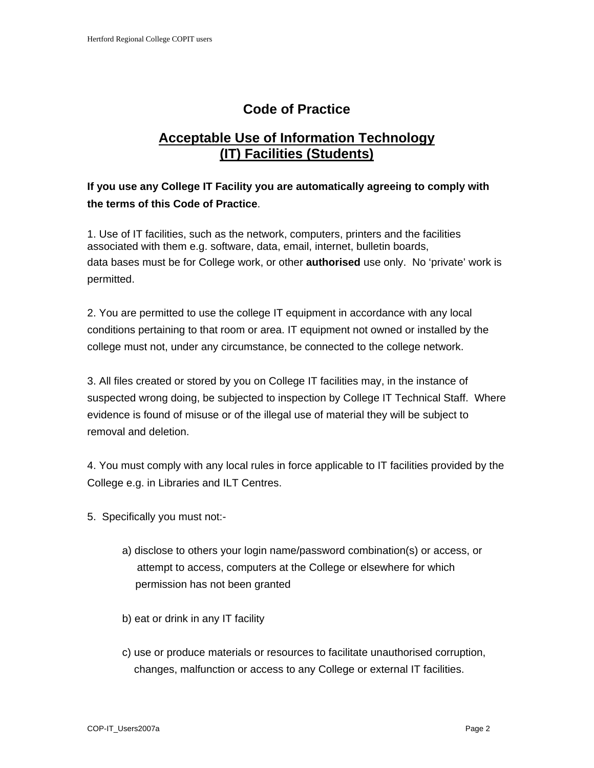# Code of Practice

## Acceptable Use of Information Technology (IT) Facilities (Students)

**If you use any College IT Facility you are automatically agreeing to comply with the terms of this Code of Practice**.

1. Use of IT facilities, such as the network, computers, printers and the facilities associated with them e.g. software, data, email, internet, bulletin boards, data bases must be for College work, or other **authorised** use only. No 'private' work is permitted.

2. You are permitted to use the college IT equipment in accordance with any local conditions pertaining to that room or area. IT equipment not owned or installed by the college must not, under any circumstance, be connected to the college network.

3. All files created or stored by you on College IT facilities may, in the instance of suspected wrong doing, be subjected to inspection by College IT Technical Staff. Where evidence is found of misuse or of the illegal use of material they will be subject to removal and deletion.

4. You must comply with any local rules in force applicable to IT facilities provided by the College e.g. in Libraries and ILT Centres.

5. Specifically you must not:-

   a) disclose to others your login name/password combination(s) or access, or attempt to access, computers at the College or elsewhere for which permission has not been granted

   b) eat or drink in any IT facility

   c) use or produce materials or resources to facilitate unauthorised corruption, changes, malfunction or access to any College or external IT facilities.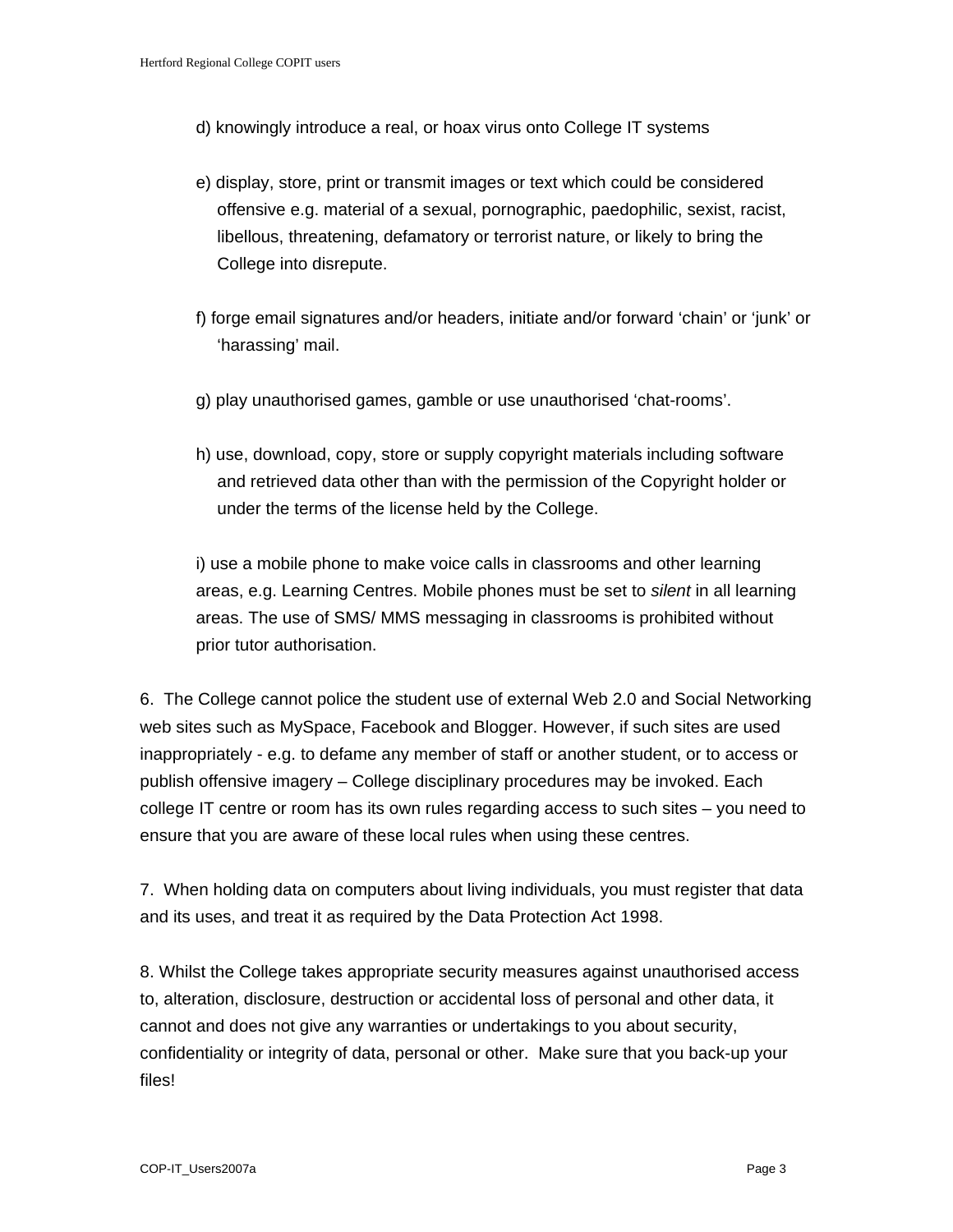d) knowingly introduce a real, or hoax virus onto College IT systems

e) display, store, print or transmit images or text which could be considered offensive e.g. material of a sexual, pornographic, paedophilic, sexist, racist, libellous, threatening, defamatory or terrorist nature, or likely to bring the College into disrepute.

f) forge email signatures and/or headers, initiate and/or forward 'chain' or 'junk' or 'harassing' mail.

g) play unauthorised games, gamble or use unauthorised 'chat-rooms'.

h) use, download, copy, store or supply copyright materials including software and retrieved data other than with the permission of the Copyright holder or under the terms of the license held by the College.

i) use a mobile phone to make voice calls in classrooms and other learning areas, e.g. Learning Centres. Mobile phones must be set to *silent* in all learning areas. The use of SMS/ MMS messaging in classrooms is prohibited without prior tutor authorisation.

6. The College cannot police the student use of external Web 2.0 and Social Networking web sites such as MySpace, Facebook and Blogger. However, if such sites are used inappropriately - e.g. to defame any member of staff or another student, or to access or publish offensive imagery – College disciplinary procedures may be invoked. Each college IT centre or room has its own rules regarding access to such sites – you need to ensure that you are aware of these local rules when using these centres.

7. When holding data on computers about living individuals, you must register that data and its uses, and treat it as required by the Data Protection Act 1998.

8. Whilst the College takes appropriate security measures against unauthorised access to, alteration, disclosure, destruction or accidental loss of personal and other data, it cannot and does not give any warranties or undertakings to you about security, confidentiality or integrity of data, personal or other. Make sure that you back-up your files!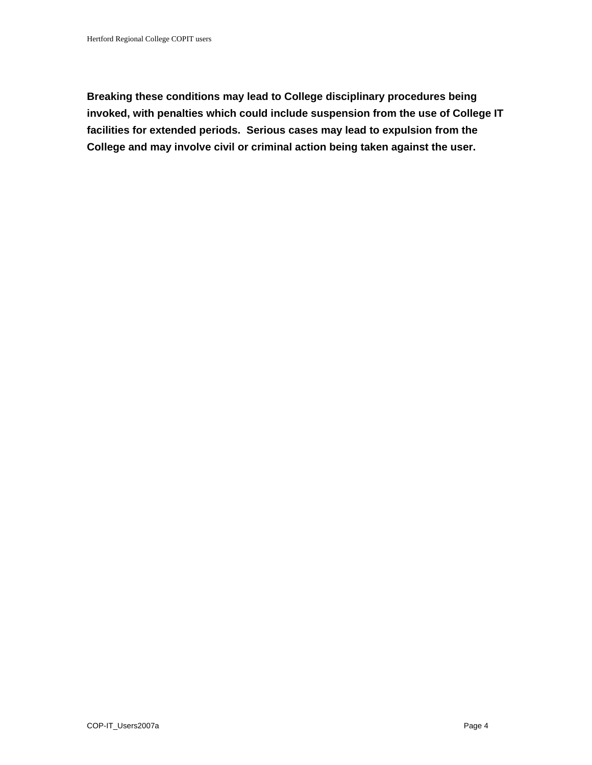**Breaking these conditions may lead to College disciplinary procedures being invoked, with penalties which could include suspension from the use of College IT facilities for extended periods. Serious cases may lead to expulsion from the College and may involve civil or criminal action being taken against the user.**